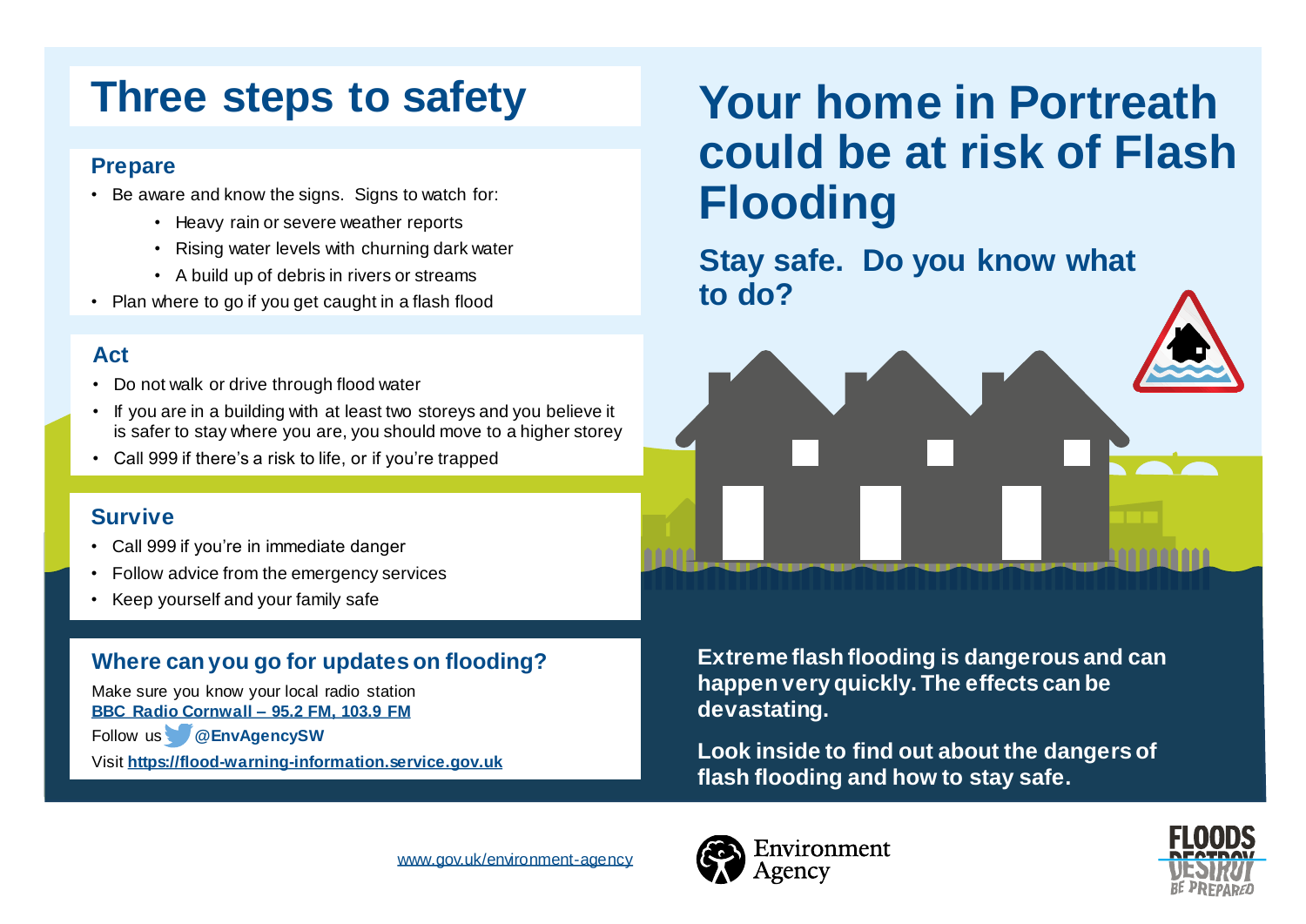# Three steps to safety

## Prepare

- Be aware and know the signs. Signs to watch for:
  - Heavy rain or severe weather reports
  - Rising water levels with churning dark water
  - A build up of debris in rivers or streams
- Plan where to go if you get caught in a flash flood

## Act

- Do not walk or drive through flood water
- If you are in a building with at least two storeys and you believe it is safer to stay where you are, you should move to a higher storey
- Call 999 if there's a risk to life, or if you're trapped

## Survive

- Call 999 if you're in immediate danger
- Follow advice from the emergency services
- Keep yourself and your family safe

## Where can you go for updates on flooding?

Make sure you know your local radio station
**BBC Radio Cornwall – 95.2 FM, 103.9 FM**

Follow us **@EnvAgencySW**

Visit **https://flood-warning-information.service.gov.uk**

# Your home in Portreath could be at risk of Flash Flooding

## Stay safe. Do you know what to do?

**Extreme flash flooding is dangerous and can happen very quickly. The effects can be devastating.**

**Look inside to find out about the dangers of flash flooding and how to stay safe.**

www.gov.uk/environment-agency

Environment Agency

FLOODS DESTROY BE PREPARED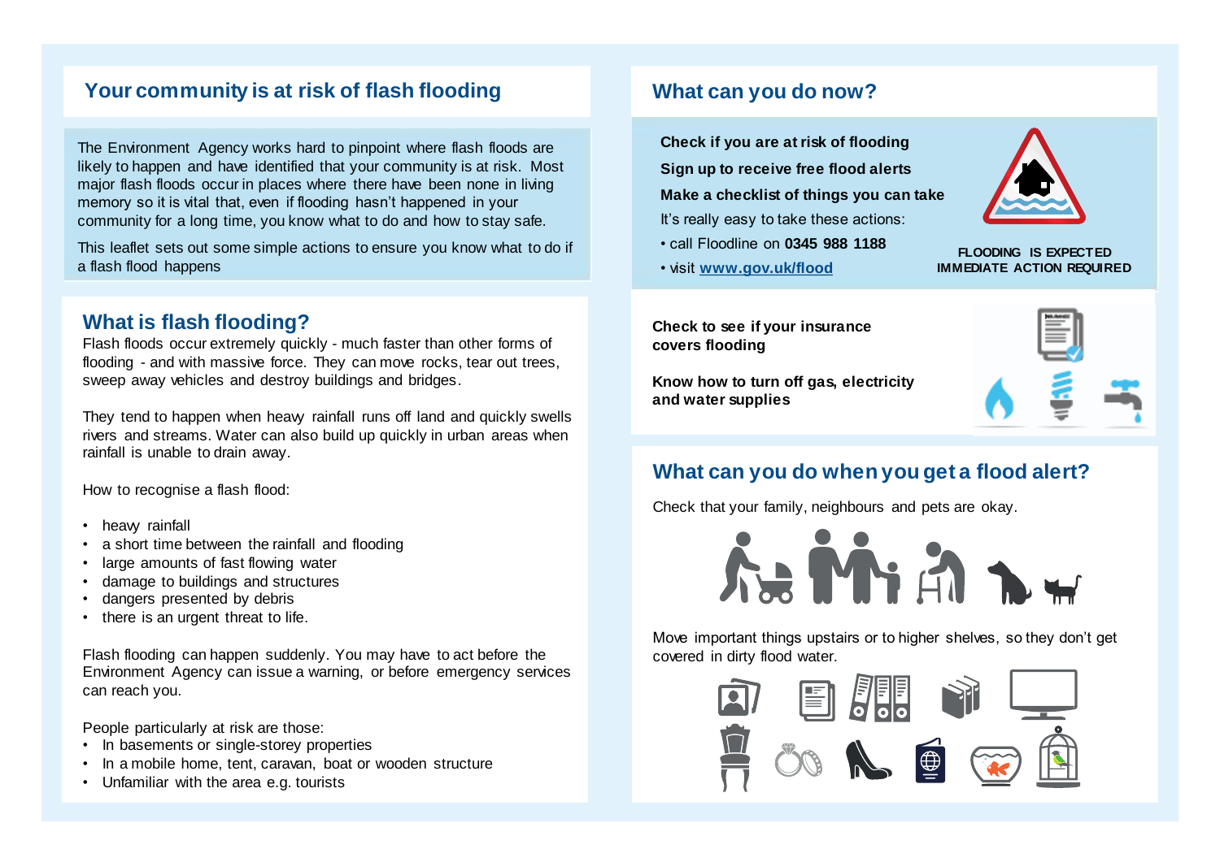## Your community is at risk of flash flooding

The Environment Agency works hard to pinpoint where flash floods are likely to happen and have identified that your community is at risk. Most major flash floods occur in places where there have been none in living memory so it is vital that, even if flooding hasn't happened in your community for a long time, you know what to do and how to stay safe.

This leaflet sets out some simple actions to ensure you know what to do if a flash flood happens

## What is flash flooding?

Flash floods occur extremely quickly - much faster than other forms of flooding - and with massive force. They can move rocks, tear out trees, sweep away vehicles and destroy buildings and bridges.

They tend to happen when heavy rainfall runs off land and quickly swells rivers and streams. Water can also build up quickly in urban areas when rainfall is unable to drain away.

How to recognise a flash flood:

- heavy rainfall
- a short time between the rainfall and flooding
- large amounts of fast flowing water
- damage to buildings and structures
- dangers presented by debris
- there is an urgent threat to life.

Flash flooding can happen suddenly. You may have to act before the Environment Agency can issue a warning, or before emergency services can reach you.

People particularly at risk are those:

- In basements or single-storey properties
- In a mobile home, tent, caravan, boat or wooden structure
- Unfamiliar with the area e.g. tourists

## What can you do now?

**Check if you are at risk of flooding**

**Sign up to receive free flood alerts**

**Make a checklist of things you can take**

It's really easy to take these actions:

- call Floodline on **0345 988 1188**
- visit **www.gov.uk/flood**

FLOODING IS EXPECTED
IMMEDIATE ACTION REQUIRED

**Check to see if your insurance covers flooding**

**Know how to turn off gas, electricity and water supplies**

## What can you do when you get a flood alert?

Check that your family, neighbours and pets are okay.

Move important things upstairs or to higher shelves, so they don't get covered in dirty flood water.